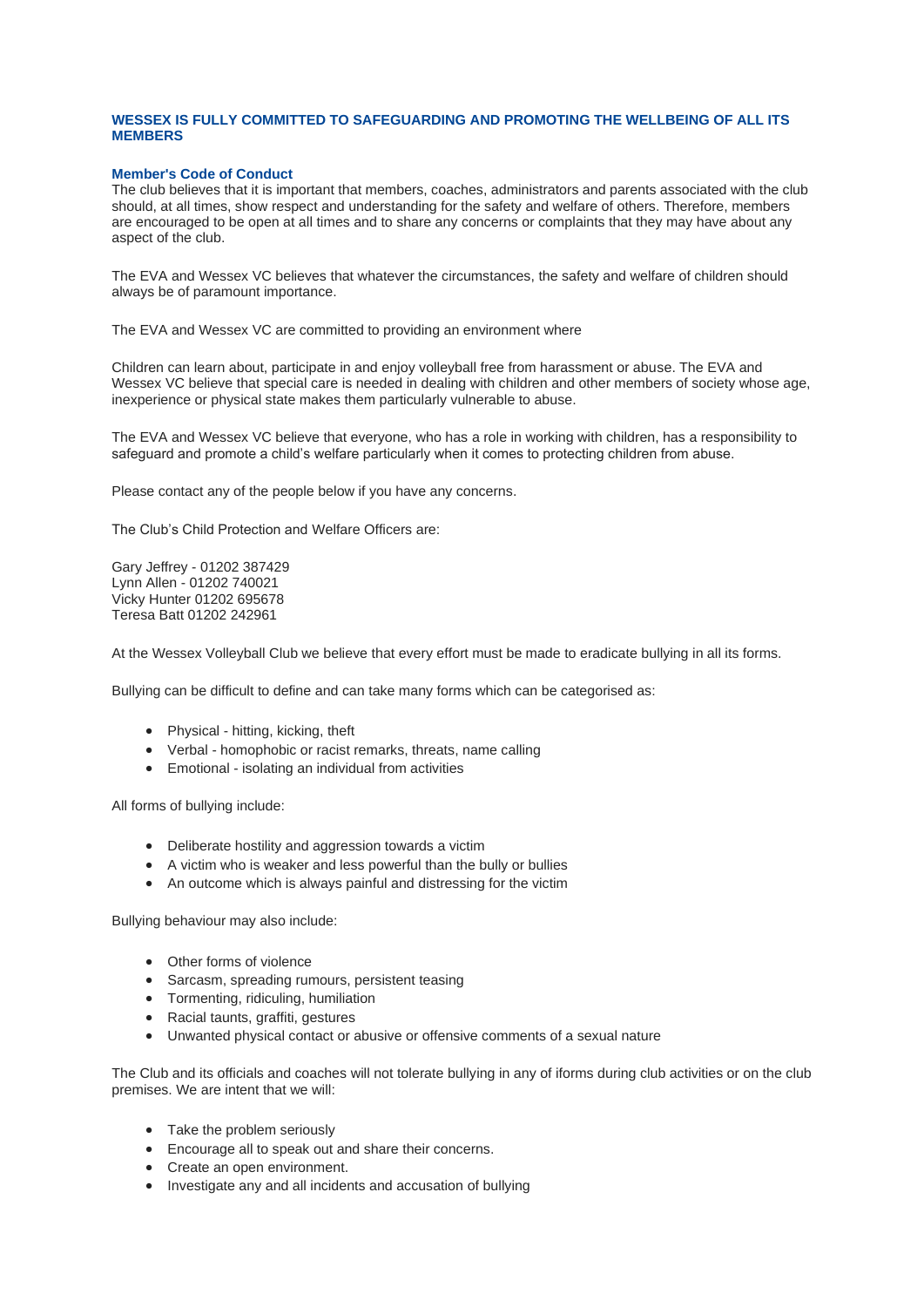**WESSEX IS FULLY COMMITTED TO SAFEGUARDING AND PROMOTING THE WELLBEING OF ALL ITS MEMBERS**

**Member's Code of Conduct**

The club believes that it is important that members, coaches, administrators and parents associated with the club should, at all times, show respect and understanding for the safety and welfare of others. Therefore, members are encouraged to be open at all times and to share any concerns or complaints that they may have about any aspect of the club.

The EVA and Wessex VC believes that whatever the circumstances, the safety and welfare of children should always be of paramount importance.

The EVA and Wessex VC are committed to providing an environment where

Children can learn about, participate in and enjoy volleyball free from harassment or abuse. The EVA and Wessex VC believe that special care is needed in dealing with children and other members of society whose age, inexperience or physical state makes them particularly vulnerable to abuse.

The EVA and Wessex VC believe that everyone, who has a role in working with children, has a responsibility to safeguard and promote a child's welfare particularly when it comes to protecting children from abuse.

Please contact any of the people below if you have any concerns.

The Club's Child Protection and Welfare Officers are:

Gary Jeffrey - 01202 387429
Lynn Allen - 01202 740021
Vicky Hunter 01202 695678
Teresa Batt 01202 242961

At the Wessex Volleyball Club we believe that every effort must be made to eradicate bullying in all its forms.

Bullying can be difficult to define and can take many forms which can be categorised as:

- Physical - hitting, kicking, theft
- Verbal - homophobic or racist remarks, threats, name calling
- Emotional - isolating an individual from activities

All forms of bullying include:

- Deliberate hostility and aggression towards a victim
- A victim who is weaker and less powerful than the bully or bullies
- An outcome which is always painful and distressing for the victim

Bullying behaviour may also include:

- Other forms of violence
- Sarcasm, spreading rumours, persistent teasing
- Tormenting, ridiculing, humiliation
- Racial taunts, graffiti, gestures
- Unwanted physical contact or abusive or offensive comments of a sexual nature

The Club and its officials and coaches will not tolerate bullying in any of iforms during club activities or on the club premises. We are intent that we will:

- Take the problem seriously
- Encourage all to speak out and share their concerns.
- Create an open environment.
- Investigate any and all incidents and accusation of bullying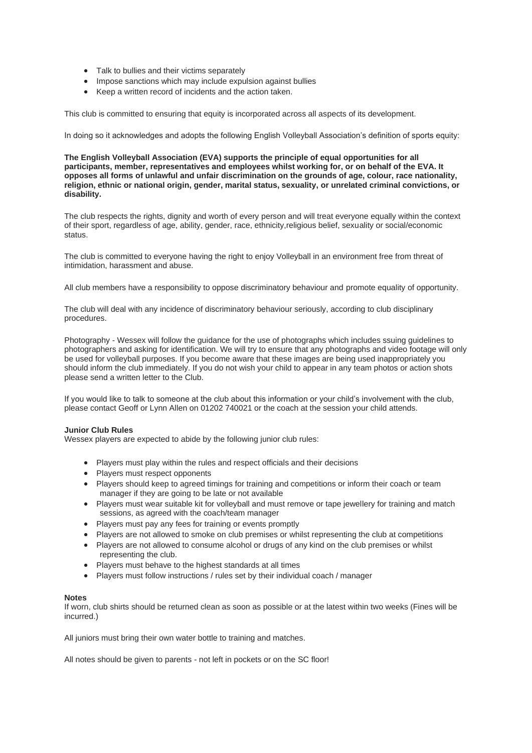- Talk to bullies and their victims separately
- Impose sanctions which may include expulsion against bullies
- Keep a written record of incidents and the action taken.

This club is committed to ensuring that equity is incorporated across all aspects of its development.

In doing so it acknowledges and adopts the following English Volleyball Association's definition of sports equity:

**The English Volleyball Association (EVA) supports the principle of equal opportunities for all participants, member, representatives and employees whilst working for, or on behalf of the EVA. It opposes all forms of unlawful and unfair discrimination on the grounds of age, colour, race nationality, religion, ethnic or national origin, gender, marital status, sexuality, or unrelated criminal convictions, or disability.**

The club respects the rights, dignity and worth of every person and will treat everyone equally within the context of their sport, regardless of age, ability, gender, race, ethnicity,religious belief, sexuality or social/economic status.

The club is committed to everyone having the right to enjoy Volleyball in an environment free from threat of intimidation, harassment and abuse.

All club members have a responsibility to oppose discriminatory behaviour and promote equality of opportunity.

The club will deal with any incidence of discriminatory behaviour seriously, according to club disciplinary procedures.

Photography - Wessex will follow the guidance for the use of photographs which includes ssuing guidelines to photographers and asking for identification. We will try to ensure that any photographs and video footage will only be used for volleyball purposes. If you become aware that these images are being used inappropriately you should inform the club immediately. If you do not wish your child to appear in any team photos or action shots please send a written letter to the Club.

If you would like to talk to someone at the club about this information or your child's involvement with the club, please contact Geoff or Lynn Allen on 01202 740021 or the coach at the session your child attends.

**Junior Club Rules**

Wessex players are expected to abide by the following junior club rules:

- Players must play within the rules and respect officials and their decisions
- Players must respect opponents
- Players should keep to agreed timings for training and competitions or inform their coach or team manager if they are going to be late or not available
- Players must wear suitable kit for volleyball and must remove or tape jewellery for training and match sessions, as agreed with the coach/team manager
- Players must pay any fees for training or events promptly
- Players are not allowed to smoke on club premises or whilst representing the club at competitions
- Players are not allowed to consume alcohol or drugs of any kind on the club premises or whilst representing the club.
- Players must behave to the highest standards at all times
- Players must follow instructions / rules set by their individual coach / manager

**Notes**

If worn, club shirts should be returned clean as soon as possible or at the latest within two weeks (Fines will be incurred.)

All juniors must bring their own water bottle to training and matches.

All notes should be given to parents - not left in pockets or on the SC floor!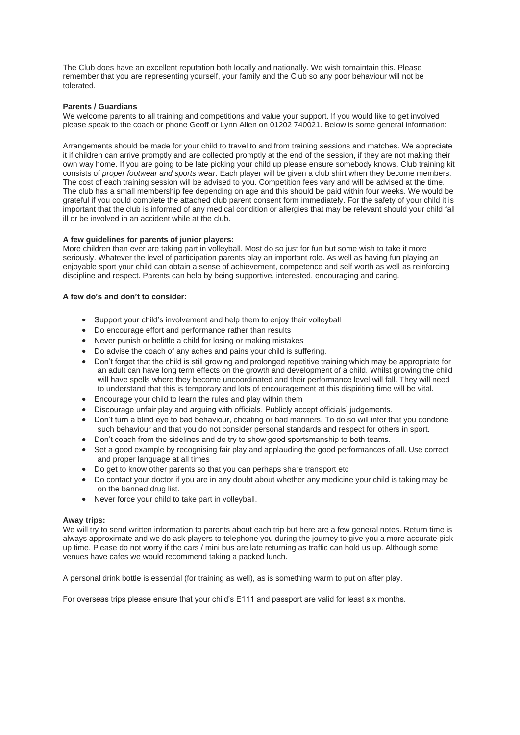The Club does have an excellent reputation both locally and nationally. We wish tomaintain this. Please remember that you are representing yourself, your family and the Club so any poor behaviour will not be tolerated.

**Parents / Guardians**

We welcome parents to all training and competitions and value your support. If you would like to get involved please speak to the coach or phone Geoff or Lynn Allen on 01202 740021. Below is some general information:

Arrangements should be made for your child to travel to and from training sessions and matches. We appreciate it if children can arrive promptly and are collected promptly at the end of the session, if they are not making their own way home. If you are going to be late picking your child up please ensure somebody knows. Club training kit consists of *proper footwear and sports wear*. Each player will be given a club shirt when they become members. The cost of each training session will be advised to you. Competition fees vary and will be advised at the time. The club has a small membership fee depending on age and this should be paid within four weeks. We would be grateful if you could complete the attached club parent consent form immediately. For the safety of your child it is important that the club is informed of any medical condition or allergies that may be relevant should your child fall ill or be involved in an accident while at the club.

**A few guidelines for parents of junior players:**

More children than ever are taking part in volleyball. Most do so just for fun but some wish to take it more seriously. Whatever the level of participation parents play an important role. As well as having fun playing an enjoyable sport your child can obtain a sense of achievement, competence and self worth as well as reinforcing discipline and respect. Parents can help by being supportive, interested, encouraging and caring.

**A few do's and don't to consider:**

- Support your child's involvement and help them to enjoy their volleyball
- Do encourage effort and performance rather than results
- Never punish or belittle a child for losing or making mistakes
- Do advise the coach of any aches and pains your child is suffering.
- Don't forget that the child is still growing and prolonged repetitive training which may be appropriate for an adult can have long term effects on the growth and development of a child. Whilst growing the child will have spells where they become uncoordinated and their performance level will fall. They will need to understand that this is temporary and lots of encouragement at this dispiriting time will be vital.
- Encourage your child to learn the rules and play within them
- Discourage unfair play and arguing with officials. Publicly accept officials' judgements.
- Don't turn a blind eye to bad behaviour, cheating or bad manners. To do so will infer that you condone such behaviour and that you do not consider personal standards and respect for others in sport.
- Don't coach from the sidelines and do try to show good sportsmanship to both teams.
- Set a good example by recognising fair play and applauding the good performances of all. Use correct and proper language at all times
- Do get to know other parents so that you can perhaps share transport etc
- Do contact your doctor if you are in any doubt about whether any medicine your child is taking may be on the banned drug list.
- Never force your child to take part in volleyball.

**Away trips:**

We will try to send written information to parents about each trip but here are a few general notes. Return time is always approximate and we do ask players to telephone you during the journey to give you a more accurate pick up time. Please do not worry if the cars / mini bus are late returning as traffic can hold us up. Although some venues have cafes we would recommend taking a packed lunch.

A personal drink bottle is essential (for training as well), as is something warm to put on after play.

For overseas trips please ensure that your child's E111 and passport are valid for least six months.